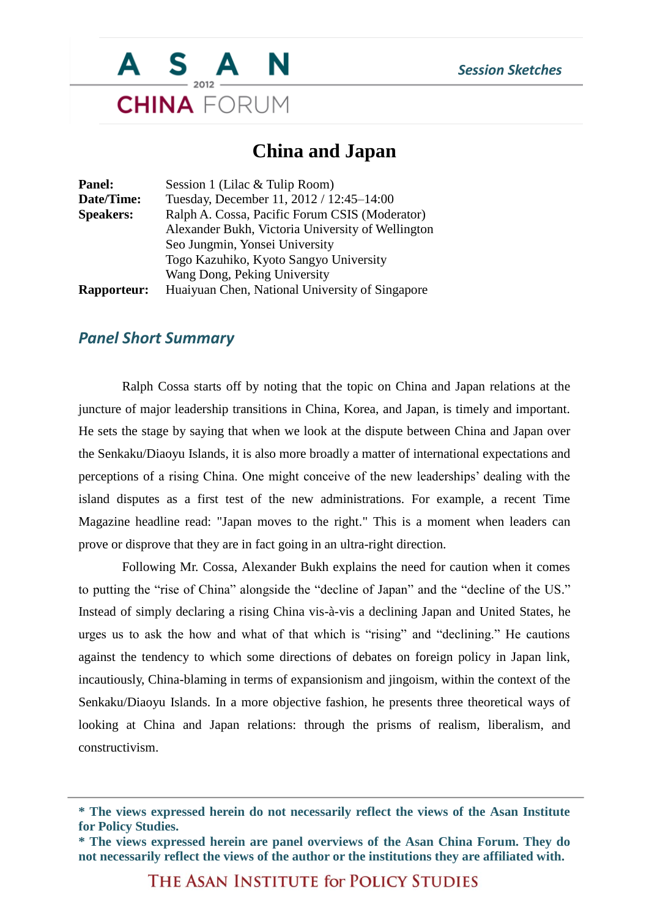# China and Japan

| | |
|---|---|
| **Panel:** | Session 1 (Lilac & Tulip Room) |
| **Date/Time:** | Tuesday, December 11, 2012 / 12:45–14:00 |
| **Speakers:** | Ralph A. Cossa, Pacific Forum CSIS (Moderator) |
| | Alexander Bukh, Victoria University of Wellington |
| | Seo Jungmin, Yonsei University |
| | Togo Kazuhiko, Kyoto Sangyo University |
| | Wang Dong, Peking University |
| **Rapporteur:** | Huaiyuan Chen, National University of Singapore |

## *Panel Short Summary*

Ralph Cossa starts off by noting that the topic on China and Japan relations at the juncture of major leadership transitions in China, Korea, and Japan, is timely and important. He sets the stage by saying that when we look at the dispute between China and Japan over the Senkaku/Diaoyu Islands, it is also more broadly a matter of international expectations and perceptions of a rising China. One might conceive of the new leaderships' dealing with the island disputes as a first test of the new administrations. For example, a recent Time Magazine headline read: "Japan moves to the right." This is a moment when leaders can prove or disprove that they are in fact going in an ultra-right direction.

Following Mr. Cossa, Alexander Bukh explains the need for caution when it comes to putting the "rise of China" alongside the "decline of Japan" and the "decline of the US." Instead of simply declaring a rising China vis-à-vis a declining Japan and United States, he urges us to ask the how and what of that which is "rising" and "declining." He cautions against the tendency to which some directions of debates on foreign policy in Japan link, incautiously, China-blaming in terms of expansionism and jingoism, within the context of the Senkaku/Diaoyu Islands. In a more objective fashion, he presents three theoretical ways of looking at China and Japan relations: through the prisms of realism, liberalism, and constructivism.

**\* The views expressed herein do not necessarily reflect the views of the Asan Institute for Policy Studies.**
**\* The views expressed herein are panel overviews of the Asan China Forum. They do not necessarily reflect the views of the author or the institutions they are affiliated with.**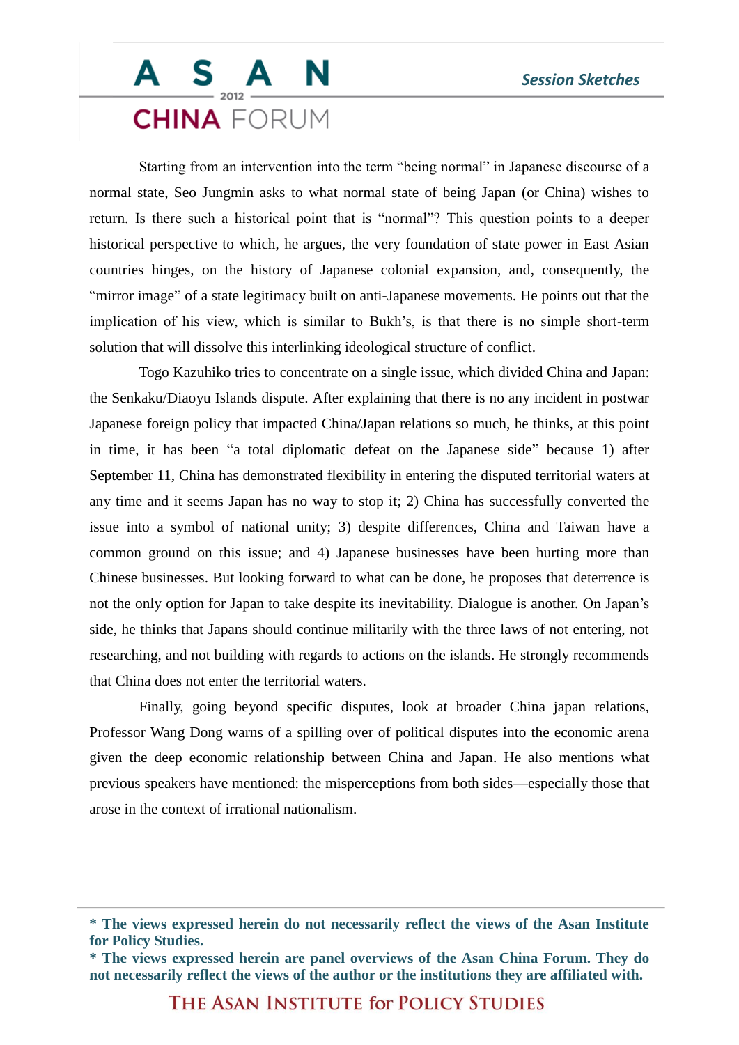Starting from an intervention into the term "being normal" in Japanese discourse of a normal state, Seo Jungmin asks to what normal state of being Japan (or China) wishes to return. Is there such a historical point that is "normal"? This question points to a deeper historical perspective to which, he argues, the very foundation of state power in East Asian countries hinges, on the history of Japanese colonial expansion, and, consequently, the "mirror image" of a state legitimacy built on anti-Japanese movements. He points out that the implication of his view, which is similar to Bukh's, is that there is no simple short-term solution that will dissolve this interlinking ideological structure of conflict.

Togo Kazuhiko tries to concentrate on a single issue, which divided China and Japan: the Senkaku/Diaoyu Islands dispute. After explaining that there is no any incident in postwar Japanese foreign policy that impacted China/Japan relations so much, he thinks, at this point in time, it has been "a total diplomatic defeat on the Japanese side" because 1) after September 11, China has demonstrated flexibility in entering the disputed territorial waters at any time and it seems Japan has no way to stop it; 2) China has successfully converted the issue into a symbol of national unity; 3) despite differences, China and Taiwan have a common ground on this issue; and 4) Japanese businesses have been hurting more than Chinese businesses. But looking forward to what can be done, he proposes that deterrence is not the only option for Japan to take despite its inevitability. Dialogue is another. On Japan's side, he thinks that Japans should continue militarily with the three laws of not entering, not researching, and not building with regards to actions on the islands. He strongly recommends that China does not enter the territorial waters.

Finally, going beyond specific disputes, look at broader China japan relations, Professor Wang Dong warns of a spilling over of political disputes into the economic arena given the deep economic relationship between China and Japan. He also mentions what previous speakers have mentioned: the misperceptions from both sides—especially those that arose in the context of irrational nationalism.

**\* The views expressed herein do not necessarily reflect the views of the Asan Institute for Policy Studies.**
**\* The views expressed herein are panel overviews of the Asan China Forum. They do not necessarily reflect the views of the author or the institutions they are affiliated with.**